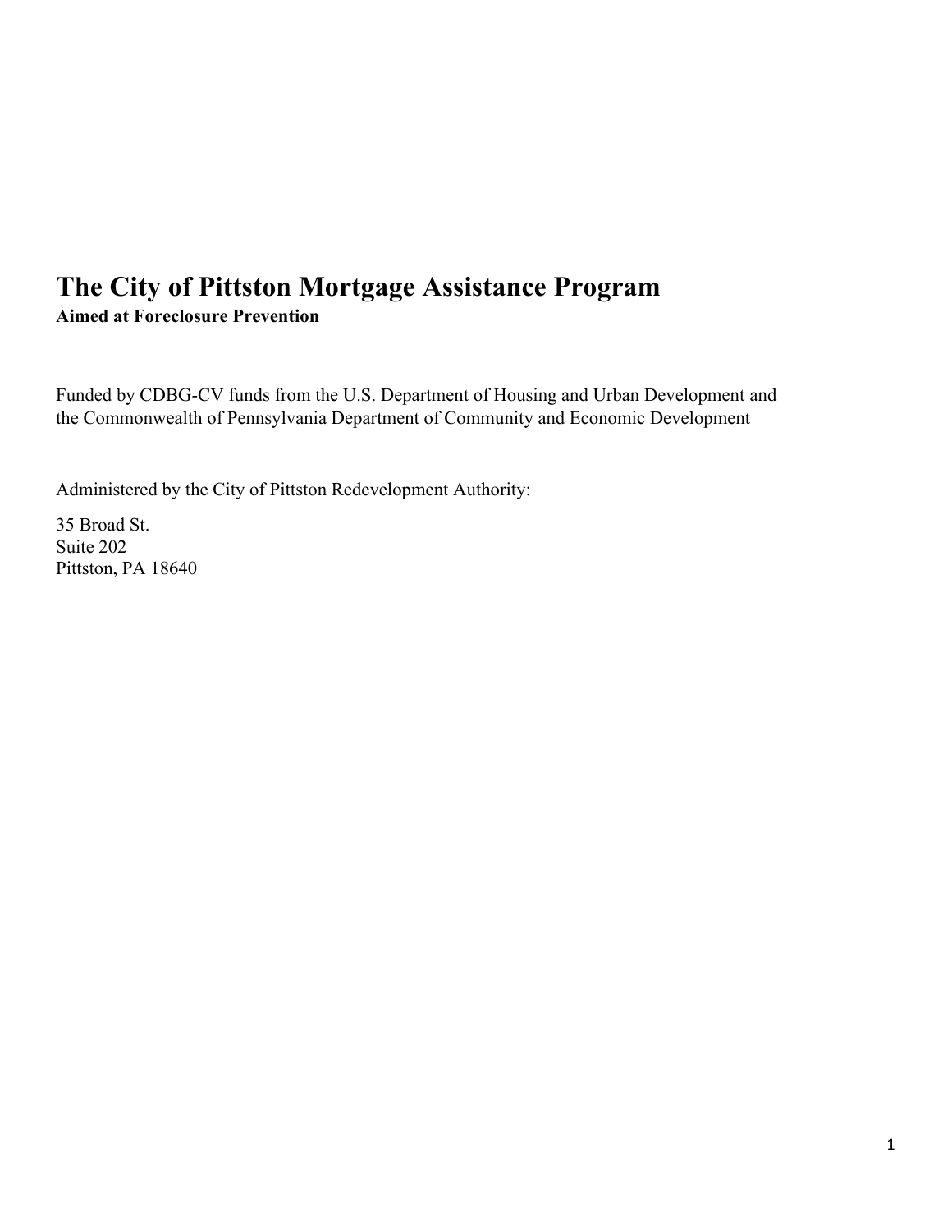# The City of Pittston Mortgage Assistance Program

**Aimed at Foreclosure Prevention**

Funded by CDBG-CV funds from the U.S. Department of Housing and Urban Development and the Commonwealth of Pennsylvania Department of Community and Economic Development

Administered by the City of Pittston Redevelopment Authority:

35 Broad St.  
Suite 202  
Pittston, PA 18640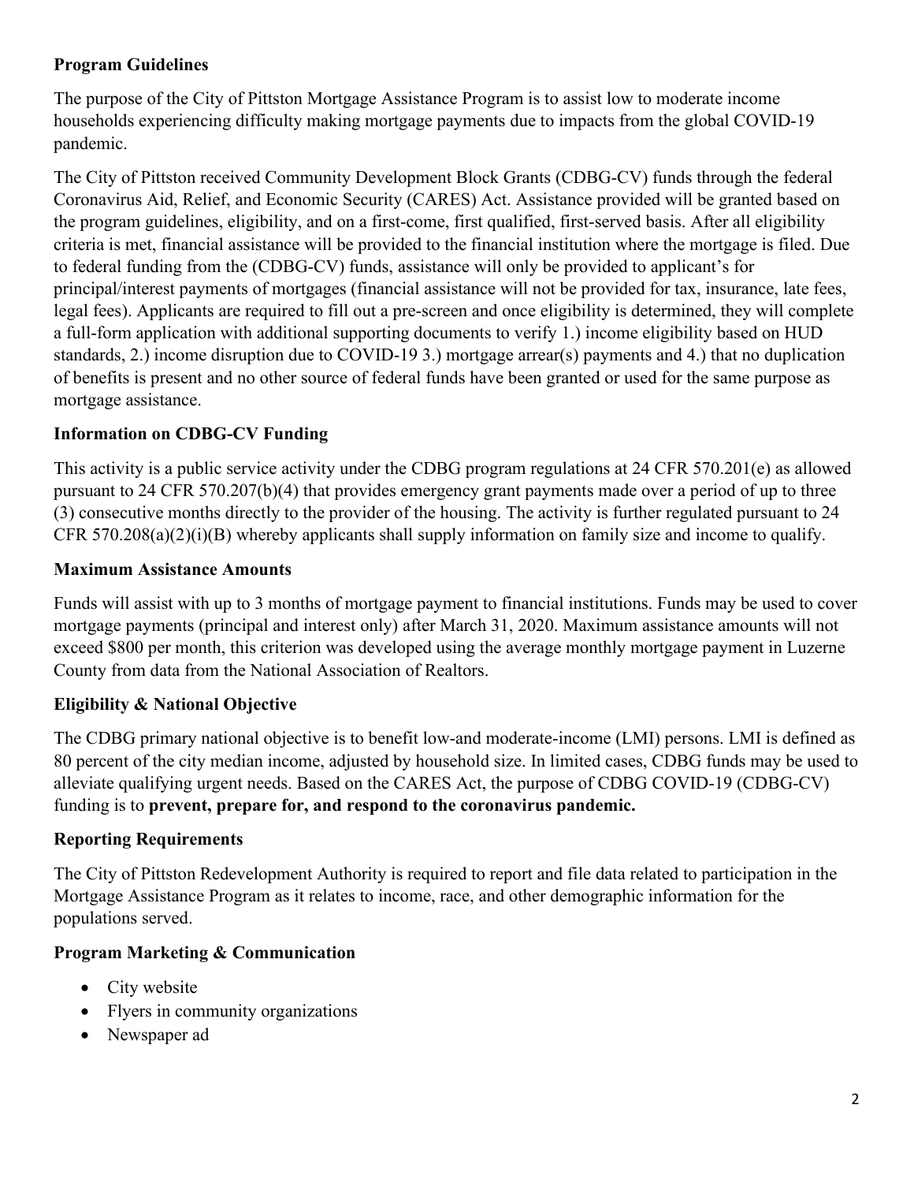## Program Guidelines

The purpose of the City of Pittston Mortgage Assistance Program is to assist low to moderate income households experiencing difficulty making mortgage payments due to impacts from the global COVID-19 pandemic.

The City of Pittston received Community Development Block Grants (CDBG-CV) funds through the federal Coronavirus Aid, Relief, and Economic Security (CARES) Act. Assistance provided will be granted based on the program guidelines, eligibility, and on a first-come, first qualified, first-served basis. After all eligibility criteria is met, financial assistance will be provided to the financial institution where the mortgage is filed. Due to federal funding from the (CDBG-CV) funds, assistance will only be provided to applicant's for principal/interest payments of mortgages (financial assistance will not be provided for tax, insurance, late fees, legal fees). Applicants are required to fill out a pre-screen and once eligibility is determined, they will complete a full-form application with additional supporting documents to verify 1.) income eligibility based on HUD standards, 2.) income disruption due to COVID-19 3.) mortgage arrear(s) payments and 4.) that no duplication of benefits is present and no other source of federal funds have been granted or used for the same purpose as mortgage assistance.

## Information on CDBG-CV Funding

This activity is a public service activity under the CDBG program regulations at 24 CFR 570.201(e) as allowed pursuant to 24 CFR 570.207(b)(4) that provides emergency grant payments made over a period of up to three (3) consecutive months directly to the provider of the housing. The activity is further regulated pursuant to 24 CFR 570.208(a)(2)(i)(B) whereby applicants shall supply information on family size and income to qualify.

## Maximum Assistance Amounts

Funds will assist with up to 3 months of mortgage payment to financial institutions. Funds may be used to cover mortgage payments (principal and interest only) after March 31, 2020. Maximum assistance amounts will not exceed $800 per month, this criterion was developed using the average monthly mortgage payment in Luzerne County from data from the National Association of Realtors.

## Eligibility & National Objective

The CDBG primary national objective is to benefit low-and moderate-income (LMI) persons. LMI is defined as 80 percent of the city median income, adjusted by household size. In limited cases, CDBG funds may be used to alleviate qualifying urgent needs. Based on the CARES Act, the purpose of CDBG COVID-19 (CDBG-CV) funding is to **prevent, prepare for, and respond to the coronavirus pandemic.**

## Reporting Requirements

The City of Pittston Redevelopment Authority is required to report and file data related to participation in the Mortgage Assistance Program as it relates to income, race, and other demographic information for the populations served.

## Program Marketing & Communication

- City website
- Flyers in community organizations
- Newspaper ad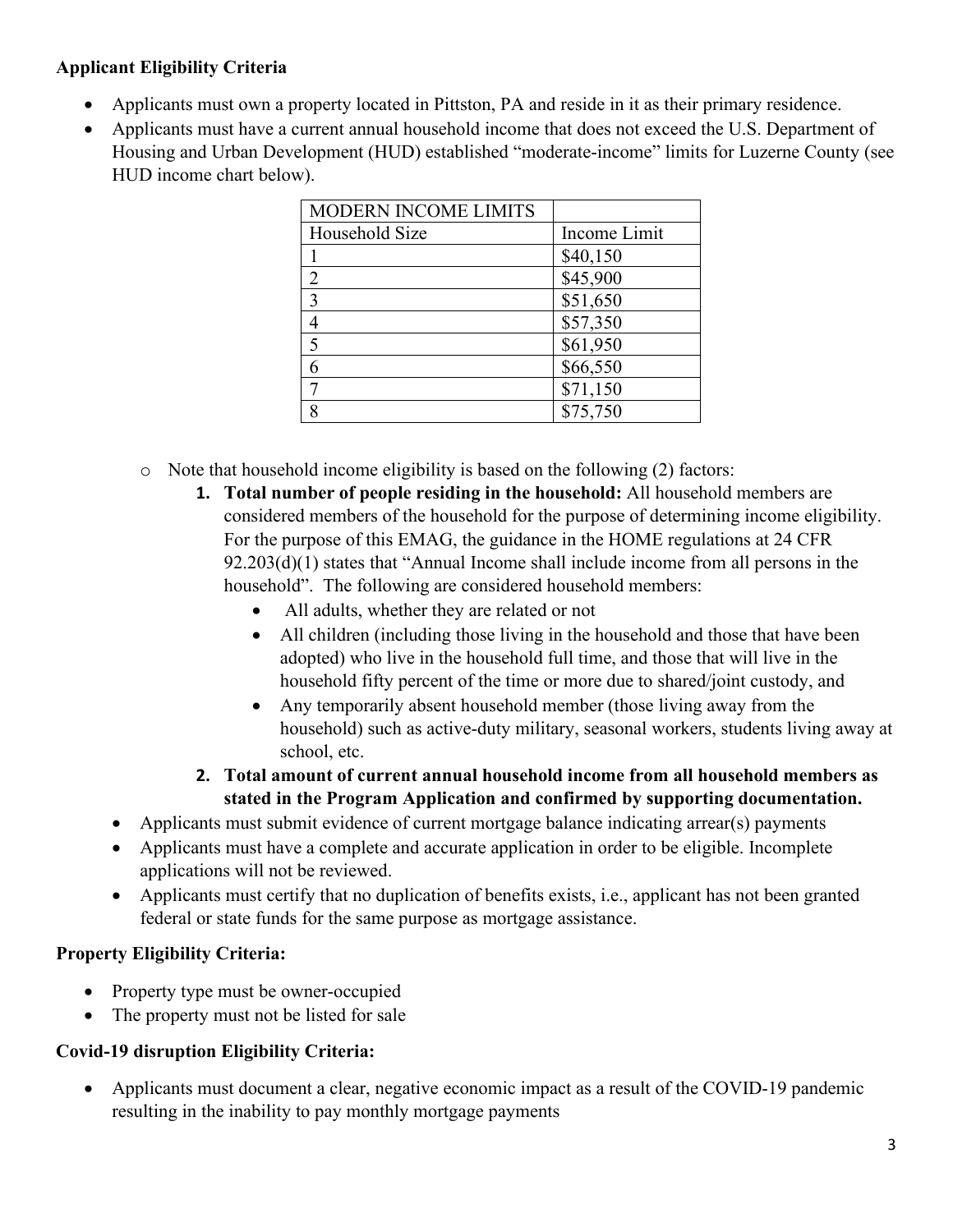**Applicant Eligibility Criteria**

- Applicants must own a property located in Pittston, PA and reside in it as their primary residence.
- Applicants must have a current annual household income that does not exceed the U.S. Department of Housing and Urban Development (HUD) established "moderate-income" limits for Luzerne County (see HUD income chart below).

| MODERN INCOME LIMITS | |
|---|---|
| Household Size | Income Limit |
| 1 | $40,150 |
| 2 | $45,900 |
| 3 | $51,650 |
| 4 | $57,350 |
| 5 | $61,950 |
| 6 | $66,550 |
| 7 | $71,150 |
| 8 | $75,750 |

  - Note that household income eligibility is based on the following (2) factors:
    1. **Total number of people residing in the household:** All household members are considered members of the household for the purpose of determining income eligibility. For the purpose of this EMAG, the guidance in the HOME regulations at 24 CFR 92.203(d)(1) states that "Annual Income shall include income from all persons in the household". The following are considered household members:
       - All adults, whether they are related or not
       - All children (including those living in the household and those that have been adopted) who live in the household full time, and those that will live in the household fifty percent of the time or more due to shared/joint custody, and
       - Any temporarily absent household member (those living away from the household) such as active-duty military, seasonal workers, students living away at school, etc.
    2. **Total amount of current annual household income from all household members as stated in the Program Application and confirmed by supporting documentation.**
- Applicants must submit evidence of current mortgage balance indicating arrear(s) payments
- Applicants must have a complete and accurate application in order to be eligible. Incomplete applications will not be reviewed.
- Applicants must certify that no duplication of benefits exists, i.e., applicant has not been granted federal or state funds for the same purpose as mortgage assistance.

**Property Eligibility Criteria:**

- Property type must be owner-occupied
- The property must not be listed for sale

**Covid-19 disruption Eligibility Criteria:**

- Applicants must document a clear, negative economic impact as a result of the COVID-19 pandemic resulting in the inability to pay monthly mortgage payments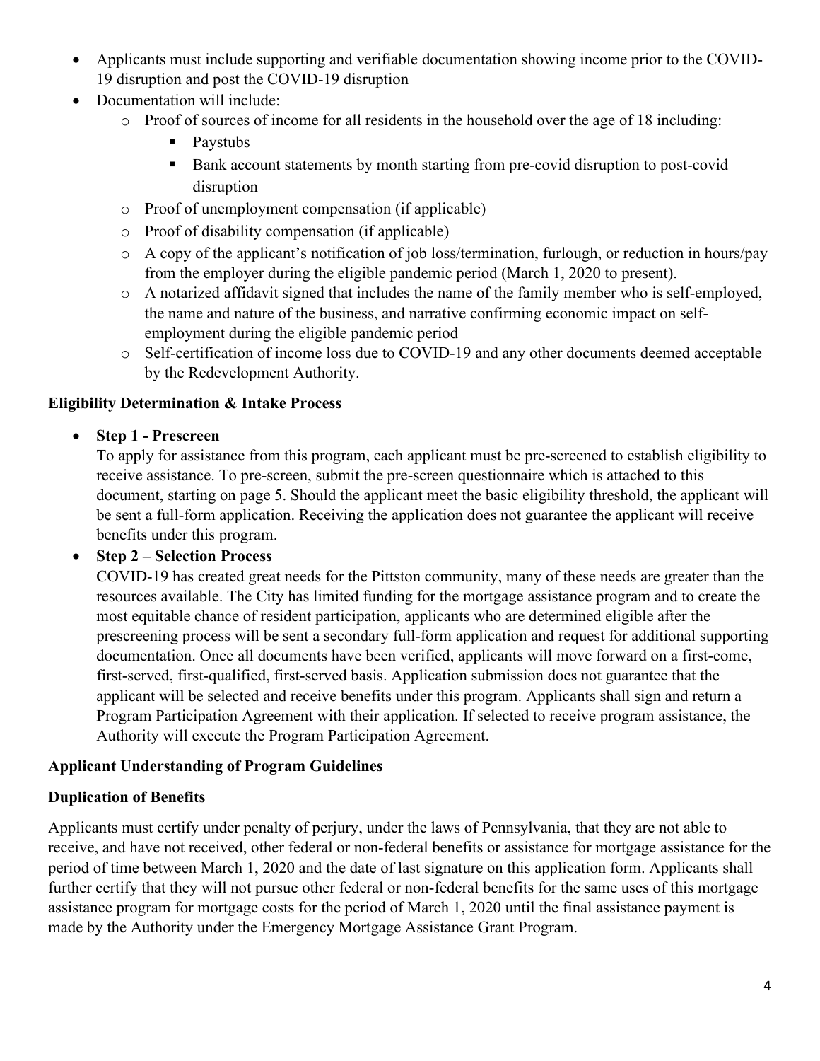- Applicants must include supporting and verifiable documentation showing income prior to the COVID-19 disruption and post the COVID-19 disruption
- Documentation will include:
  - Proof of sources of income for all residents in the household over the age of 18 including:
    - Paystubs
    - Bank account statements by month starting from pre-covid disruption to post-covid disruption
  - Proof of unemployment compensation (if applicable)
  - Proof of disability compensation (if applicable)
  - A copy of the applicant's notification of job loss/termination, furlough, or reduction in hours/pay from the employer during the eligible pandemic period (March 1, 2020 to present).
  - A notarized affidavit signed that includes the name of the family member who is self-employed, the name and nature of the business, and narrative confirming economic impact on self-employment during the eligible pandemic period
  - Self-certification of income loss due to COVID-19 and any other documents deemed acceptable by the Redevelopment Authority.

**Eligibility Determination & Intake Process**

- **Step 1 - Prescreen**
  To apply for assistance from this program, each applicant must be pre-screened to establish eligibility to receive assistance. To pre-screen, submit the pre-screen questionnaire which is attached to this document, starting on page 5. Should the applicant meet the basic eligibility threshold, the applicant will be sent a full-form application. Receiving the application does not guarantee the applicant will receive benefits under this program.
- **Step 2 – Selection Process**
  COVID-19 has created great needs for the Pittston community, many of these needs are greater than the resources available. The City has limited funding for the mortgage assistance program and to create the most equitable chance of resident participation, applicants who are determined eligible after the prescreening process will be sent a secondary full-form application and request for additional supporting documentation. Once all documents have been verified, applicants will move forward on a first-come, first-served, first-qualified, first-served basis. Application submission does not guarantee that the applicant will be selected and receive benefits under this program. Applicants shall sign and return a Program Participation Agreement with their application. If selected to receive program assistance, the Authority will execute the Program Participation Agreement.

**Applicant Understanding of Program Guidelines**

**Duplication of Benefits**

Applicants must certify under penalty of perjury, under the laws of Pennsylvania, that they are not able to receive, and have not received, other federal or non-federal benefits or assistance for mortgage assistance for the period of time between March 1, 2020 and the date of last signature on this application form. Applicants shall further certify that they will not pursue other federal or non-federal benefits for the same uses of this mortgage assistance program for mortgage costs for the period of March 1, 2020 until the final assistance payment is made by the Authority under the Emergency Mortgage Assistance Grant Program.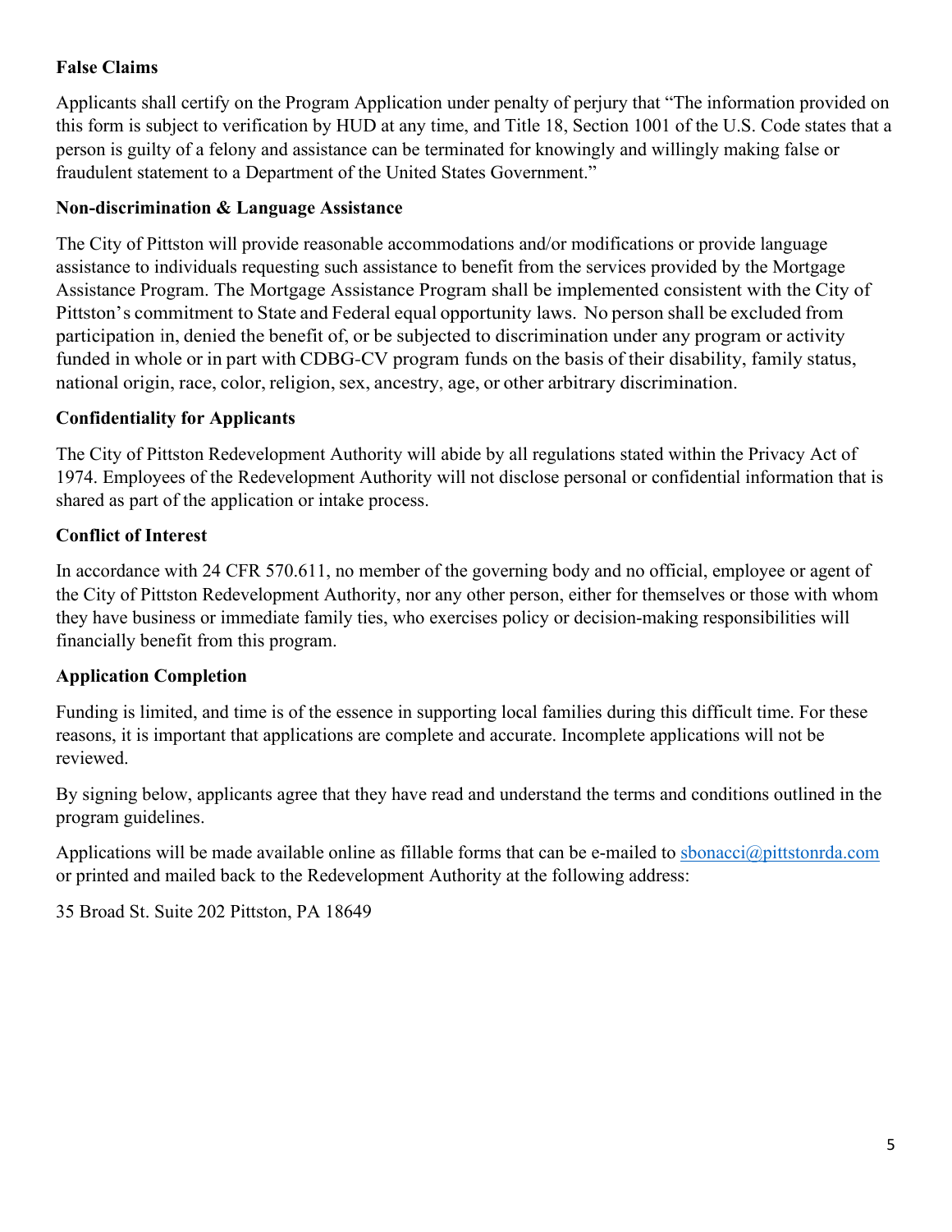**False Claims**

Applicants shall certify on the Program Application under penalty of perjury that "The information provided on this form is subject to verification by HUD at any time, and Title 18, Section 1001 of the U.S. Code states that a person is guilty of a felony and assistance can be terminated for knowingly and willingly making false or fraudulent statement to a Department of the United States Government."

**Non-discrimination & Language Assistance**

The City of Pittston will provide reasonable accommodations and/or modifications or provide language assistance to individuals requesting such assistance to benefit from the services provided by the Mortgage Assistance Program. The Mortgage Assistance Program shall be implemented consistent with the City of Pittston's commitment to State and Federal equal opportunity laws. No person shall be excluded from participation in, denied the benefit of, or be subjected to discrimination under any program or activity funded in whole or in part with CDBG-CV program funds on the basis of their disability, family status, national origin, race, color, religion, sex, ancestry, age, or other arbitrary discrimination.

**Confidentiality for Applicants**

The City of Pittston Redevelopment Authority will abide by all regulations stated within the Privacy Act of 1974. Employees of the Redevelopment Authority will not disclose personal or confidential information that is shared as part of the application or intake process.

**Conflict of Interest**

In accordance with 24 CFR 570.611, no member of the governing body and no official, employee or agent of the City of Pittston Redevelopment Authority, nor any other person, either for themselves or those with whom they have business or immediate family ties, who exercises policy or decision-making responsibilities will financially benefit from this program.

**Application Completion**

Funding is limited, and time is of the essence in supporting local families during this difficult time. For these reasons, it is important that applications are complete and accurate. Incomplete applications will not be reviewed.

By signing below, applicants agree that they have read and understand the terms and conditions outlined in the program guidelines.

Applications will be made available online as fillable forms that can be e-mailed to sbonacci@pittstonrda.com or printed and mailed back to the Redevelopment Authority at the following address:

35 Broad St. Suite 202 Pittston, PA 18649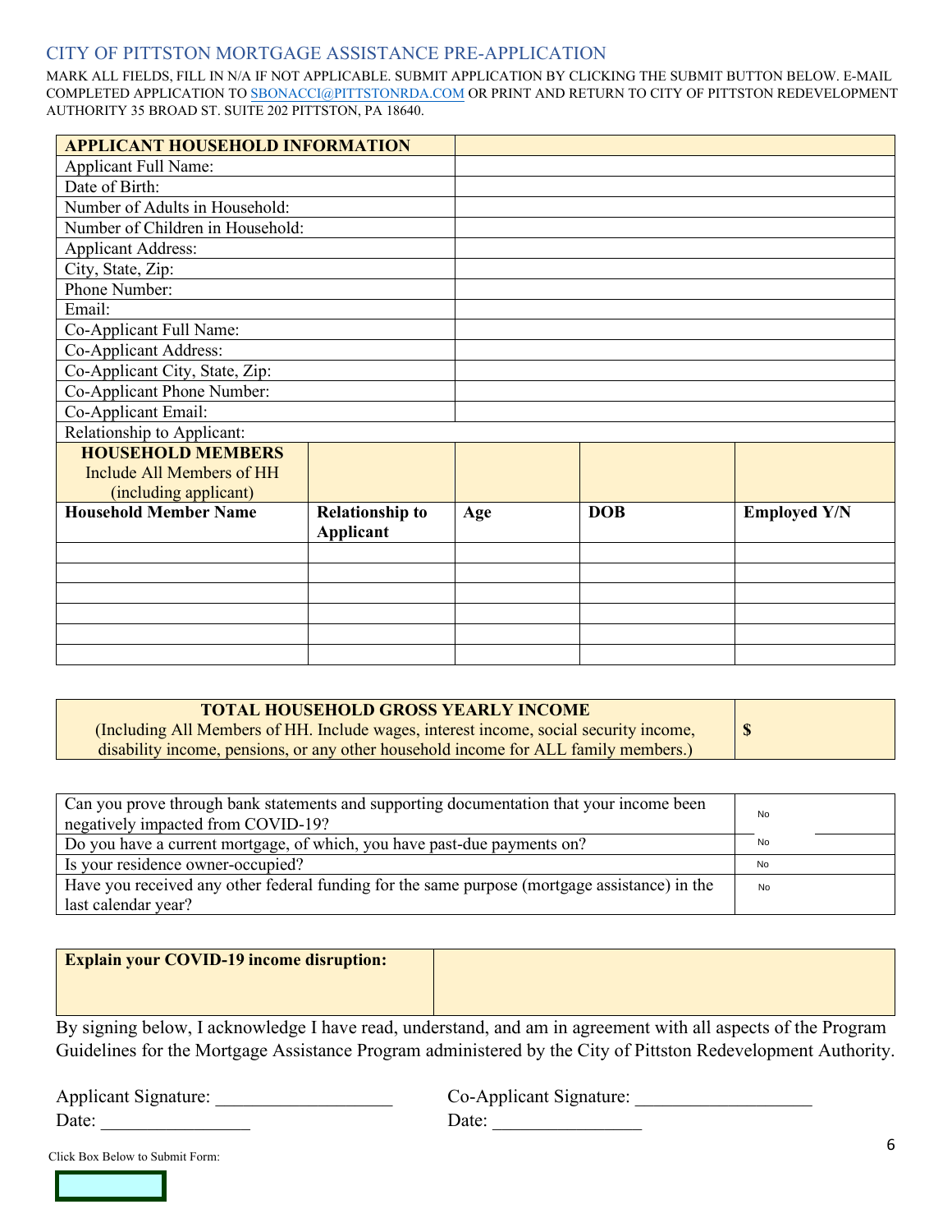## CITY OF PITTSTON MORTGAGE ASSISTANCE PRE-APPLICATION

MARK ALL FIELDS, FILL IN N/A IF NOT APPLICABLE. SUBMIT APPLICATION BY CLICKING THE SUBMIT BUTTON BELOW. E-MAIL COMPLETED APPLICATION TO SBONACCI@PITTSTONRDA.COM OR PRINT AND RETURN TO CITY OF PITTSTON REDEVELOPMENT AUTHORITY 35 BROAD ST. SUITE 202 PITTSTON, PA 18640.

| **APPLICANT HOUSEHOLD INFORMATION** | |
|---|---|
| Applicant Full Name: | |
| Date of Birth: | |
| Number of Adults in Household: | |
| Number of Children in Household: | |
| Applicant Address: | |
| City, State, Zip: | |
| Phone Number: | |
| Email: | |
| Co-Applicant Full Name: | |
| Co-Applicant Address: | |
| Co-Applicant City, State, Zip: | |
| Co-Applicant Phone Number: | |
| Co-Applicant Email: | |
| Relationship to Applicant: | |

| **HOUSEHOLD MEMBERS** Include All Members of HH (including applicant) | | | | |
|---|---|---|---|---|
| **Household Member Name** | **Relationship to Applicant** | **Age** | **DOB** | **Employed Y/N** |
| | | | | |
| | | | | |
| | | | | |
| | | | | |
| | | | | |
| | | | | |

| **TOTAL HOUSEHOLD GROSS YEARLY INCOME** (Including All Members of HH. Include wages, interest income, social security income, disability income, pensions, or any other household income for ALL family members.) | **$** |
|---|---|

| | |
|---|---|
| Can you prove through bank statements and supporting documentation that your income been negatively impacted from COVID-19? | No |
| Do you have a current mortgage, of which, you have past-due payments on? | No |
| Is your residence owner-occupied? | No |
| Have you received any other federal funding for the same purpose (mortgage assistance) in the last calendar year? | No |

| **Explain your COVID-19 income disruption:** | |
|---|---|

By signing below, I acknowledge I have read, understand, and am in agreement with all aspects of the Program Guidelines for the Mortgage Assistance Program administered by the City of Pittston Redevelopment Authority.

Applicant Signature: ___________________ Co-Applicant Signature: ___________________

Date: ________________ Date: ________________

Click Box Below to Submit Form: